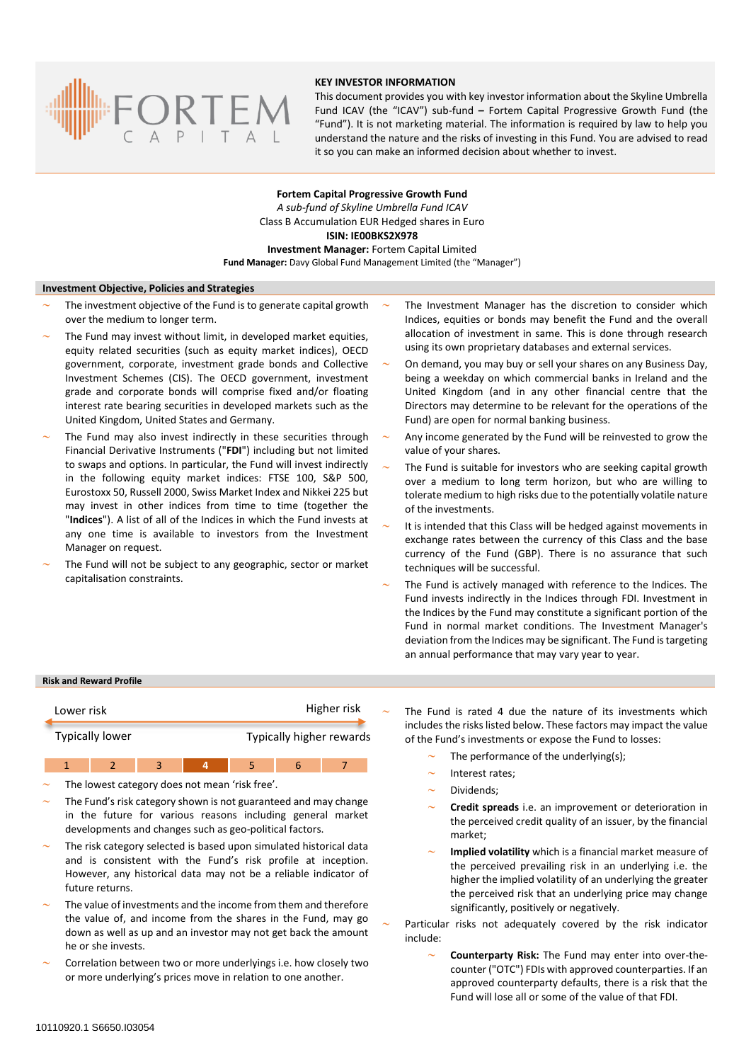FORTEM CAPITAL

## KEY INVESTOR INFORMATION

This document provides you with key investor information about the Skyline Umbrella Fund ICAV (the "ICAV") sub-fund **–** Fortem Capital Progressive Growth Fund (the "Fund"). It is not marketing material. The information is required by law to help you understand the nature and the risks of investing in this Fund. You are advised to read it so you can make an informed decision about whether to invest.

**Fortem Capital Progressive Growth Fund**
*A sub-fund of Skyline Umbrella Fund ICAV*
Class B Accumulation EUR Hedged shares in Euro
**ISIN: IE00BKS2X978**
**Investment Manager:** Fortem Capital Limited
**Fund Manager:** Davy Global Fund Management Limited (the "Manager")

## Investment Objective, Policies and Strategies

- The investment objective of the Fund is to generate capital growth over the medium to longer term.
- The Fund may invest without limit, in developed market equities, equity related securities (such as equity market indices), OECD government, corporate, investment grade bonds and Collective Investment Schemes (CIS). The OECD government, investment grade and corporate bonds will comprise fixed and/or floating interest rate bearing securities in developed markets such as the United Kingdom, United States and Germany.
- The Fund may also invest indirectly in these securities through Financial Derivative Instruments ("**FDI**") including but not limited to swaps and options. In particular, the Fund will invest indirectly in the following equity market indices: FTSE 100, S&P 500, Eurostoxx 50, Russell 2000, Swiss Market Index and Nikkei 225 but may invest in other indices from time to time (together the "**Indices**"). A list of all of the Indices in which the Fund invests at any one time is available to investors from the Investment Manager on request.
- The Fund will not be subject to any geographic, sector or market capitalisation constraints.
- The Investment Manager has the discretion to consider which Indices, equities or bonds may benefit the Fund and the overall allocation of investment in same. This is done through research using its own proprietary databases and external services.
- On demand, you may buy or sell your shares on any Business Day, being a weekday on which commercial banks in Ireland and the United Kingdom (and in any other financial centre that the Directors may determine to be relevant for the operations of the Fund) are open for normal banking business.
- Any income generated by the Fund will be reinvested to grow the value of your shares.
- The Fund is suitable for investors who are seeking capital growth over a medium to long term horizon, but who are willing to tolerate medium to high risks due to the potentially volatile nature of the investments.
- It is intended that this Class will be hedged against movements in exchange rates between the currency of this Class and the base currency of the Fund (GBP). There is no assurance that such techniques will be successful.
- The Fund is actively managed with reference to the Indices. The Fund invests indirectly in the Indices through FDI. Investment in the Indices by the Fund may constitute a significant portion of the Fund in normal market conditions. The Investment Manager's deviation from the Indices may be significant. The Fund is targeting an annual performance that may vary year to year.

## Risk and Reward Profile

| Lower risk | | | | | | Higher risk |
|---|---|---|---|---|---|---|
| Typically lower | | | | | | Typically higher rewards |
| 1 | 2 | 3 | **4** | 5 | 6 | 7 |

- The lowest category does not mean 'risk free'.
- The Fund's risk category shown is not guaranteed and may change in the future for various reasons including general market developments and changes such as geo-political factors.
- The risk category selected is based upon simulated historical data and is consistent with the Fund's risk profile at inception. However, any historical data may not be a reliable indicator of future returns.
- The value of investments and the income from them and therefore the value of, and income from the shares in the Fund, may go down as well as up and an investor may not get back the amount he or she invests.
- Correlation between two or more underlyings i.e. how closely two or more underlying's prices move in relation to one another.
- The Fund is rated 4 due the nature of its investments which includes the risks listed below. These factors may impact the value of the Fund's investments or expose the Fund to losses:
  - The performance of the underlying(s);
  - Interest rates;
  - Dividends;
  - **Credit spreads** i.e. an improvement or deterioration in the perceived credit quality of an issuer, by the financial market;
  - **Implied volatility** which is a financial market measure of the perceived prevailing risk in an underlying i.e. the higher the implied volatility of an underlying the greater the perceived risk that an underlying price may change significantly, positively or negatively.
- Particular risks not adequately covered by the risk indicator include:
  - **Counterparty Risk:** The Fund may enter into over-the-counter ("OTC") FDIs with approved counterparties. If an approved counterparty defaults, there is a risk that the Fund will lose all or some of the value of that FDI.

10110920.1 S6650.I03054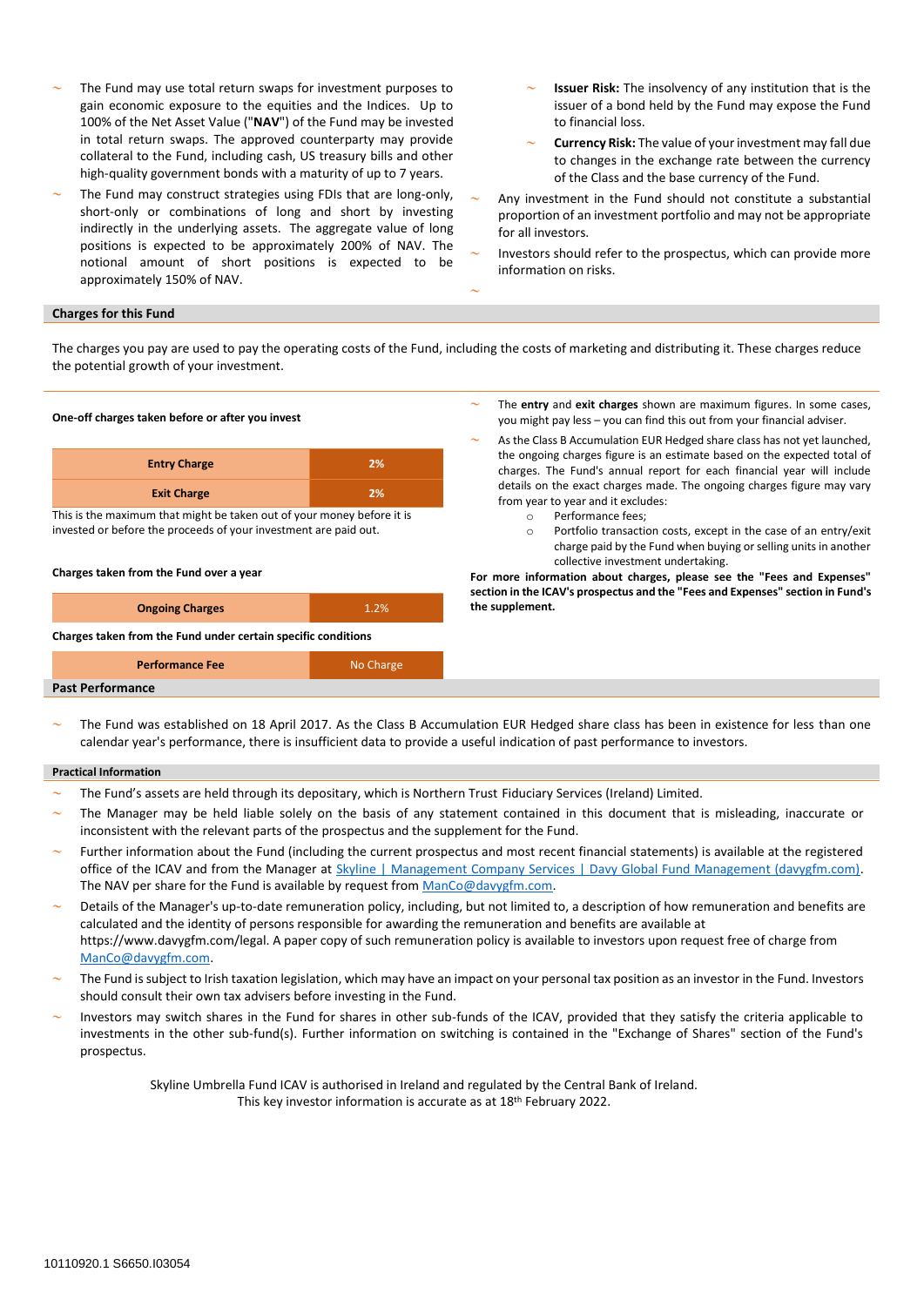- The Fund may use total return swaps for investment purposes to gain economic exposure to the equities and the Indices. Up to 100% of the Net Asset Value ("**NAV**") of the Fund may be invested in total return swaps. The approved counterparty may provide collateral to the Fund, including cash, US treasury bills and other high-quality government bonds with a maturity of up to 7 years.
- The Fund may construct strategies using FDIs that are long-only, short-only or combinations of long and short by investing indirectly in the underlying assets. The aggregate value of long positions is expected to be approximately 200% of NAV. The notional amount of short positions is expected to be approximately 150% of NAV.

  - **Issuer Risk:** The insolvency of any institution that is the issuer of a bond held by the Fund may expose the Fund to financial loss.
  - **Currency Risk:** The value of your investment may fall due to changes in the exchange rate between the currency of the Class and the base currency of the Fund.
- Any investment in the Fund should not constitute a substantial proportion of an investment portfolio and may not be appropriate for all investors.
- Investors should refer to the prospectus, which can provide more information on risks.

## Charges for this Fund

The charges you pay are used to pay the operating costs of the Fund, including the costs of marketing and distributing it. These charges reduce the potential growth of your investment.

**One-off charges taken before or after you invest**

| | |
|---|---|
| **Entry Charge** | **2%** |
| **Exit Charge** | **2%** |

This is the maximum that might be taken out of your money before it is invested or before the proceeds of your investment are paid out.

**Charges taken from the Fund over a year**

| | |
|---|---|
| **Ongoing Charges** | 1.2% |

**Charges taken from the Fund under certain specific conditions**

| | |
|---|---|
| **Performance Fee** | No Charge |

- The **entry** and **exit charges** shown are maximum figures. In some cases, you might pay less – you can find this out from your financial adviser.
- As the Class B Accumulation EUR Hedged share class has not yet launched, the ongoing charges figure is an estimate based on the expected total of charges. The Fund's annual report for each financial year will include details on the exact charges made. The ongoing charges figure may vary from year to year and it excludes:
  - Performance fees;
  - Portfolio transaction costs, except in the case of an entry/exit charge paid by the Fund when buying or selling units in another collective investment undertaking.

**For more information about charges, please see the "Fees and Expenses" section in the ICAV's prospectus and the "Fees and Expenses" section in Fund's the supplement.**

## Past Performance

- The Fund was established on 18 April 2017. As the Class B Accumulation EUR Hedged share class has been in existence for less than one calendar year's performance, there is insufficient data to provide a useful indication of past performance to investors.

## Practical Information

- The Fund's assets are held through its depositary, which is Northern Trust Fiduciary Services (Ireland) Limited.
- The Manager may be held liable solely on the basis of any statement contained in this document that is misleading, inaccurate or inconsistent with the relevant parts of the prospectus and the supplement for the Fund.
- Further information about the Fund (including the current prospectus and most recent financial statements) is available at the registered office of the ICAV and from the Manager at [Skyline | Management Company Services | Davy Global Fund Management (davygfm.com)](davygfm.com). The NAV per share for the Fund is available by request from [ManCo@davygfm.com](mailto:ManCo@davygfm.com).
- Details of the Manager's up-to-date remuneration policy, including, but not limited to, a description of how remuneration and benefits are calculated and the identity of persons responsible for awarding the remuneration and benefits are available at https://www.davygfm.com/legal. A paper copy of such remuneration policy is available to investors upon request free of charge from [ManCo@davygfm.com](mailto:ManCo@davygfm.com).
- The Fund is subject to Irish taxation legislation, which may have an impact on your personal tax position as an investor in the Fund. Investors should consult their own tax advisers before investing in the Fund.
- Investors may switch shares in the Fund for shares in other sub-funds of the ICAV, provided that they satisfy the criteria applicable to investments in the other sub-fund(s). Further information on switching is contained in the "Exchange of Shares" section of the Fund's prospectus.

Skyline Umbrella Fund ICAV is authorised in Ireland and regulated by the Central Bank of Ireland.
This key investor information is accurate as at 18th February 2022.

10110920.1 S6650.I03054